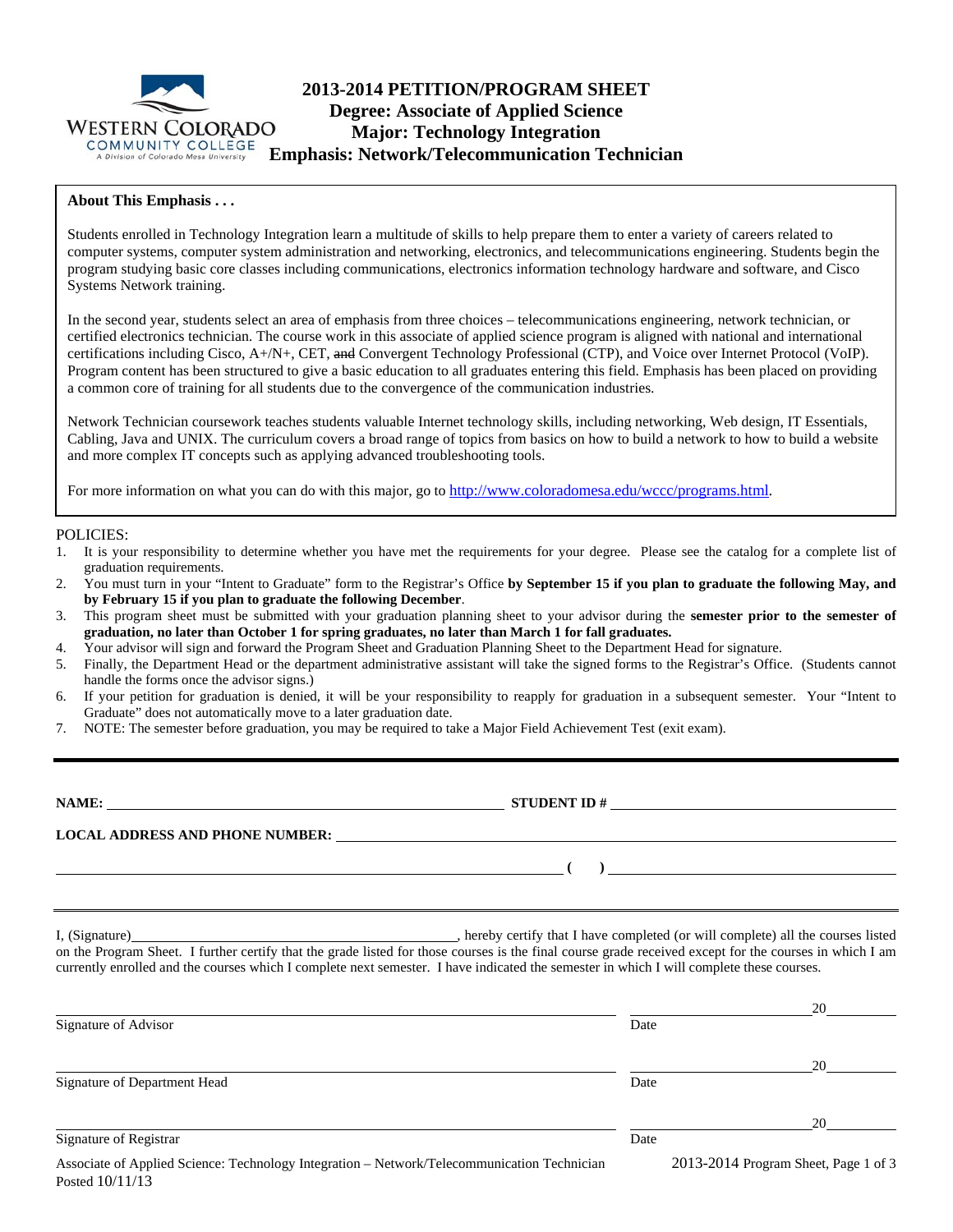# 2013-2014 PETITION/PROGRAM SHEET
## Degree: Associate of Applied Science
## Major: Technology Integration
## Emphasis: Network/Telecommunication Technician

WESTERN COLORADO COMMUNITY COLLEGE
A Division of Colorado Mesa University

**About This Emphasis . . .**

Students enrolled in Technology Integration learn a multitude of skills to help prepare them to enter a variety of careers related to computer systems, computer system administration and networking, electronics, and telecommunications engineering. Students begin the program studying basic core classes including communications, electronics information technology hardware and software, and Cisco Systems Network training.

In the second year, students select an area of emphasis from three choices – telecommunications engineering, network technician, or certified electronics technician. The course work in this associate of applied science program is aligned with national and international certifications including Cisco, A+/N+, CET, ~~and~~ Convergent Technology Professional (CTP), and Voice over Internet Protocol (VoIP). Program content has been structured to give a basic education to all graduates entering this field. Emphasis has been placed on providing a common core of training for all students due to the convergence of the communication industries.

Network Technician coursework teaches students valuable Internet technology skills, including networking, Web design, IT Essentials, Cabling, Java and UNIX. The curriculum covers a broad range of topics from basics on how to build a network to how to build a website and more complex IT concepts such as applying advanced troubleshooting tools.

For more information on what you can do with this major, go to http://www.coloradomesa.edu/wccc/programs.html.

POLICIES:

1. It is your responsibility to determine whether you have met the requirements for your degree. Please see the catalog for a complete list of graduation requirements.
2. You must turn in your "Intent to Graduate" form to the Registrar's Office **by September 15 if you plan to graduate the following May, and by February 15 if you plan to graduate the following December**.
3. This program sheet must be submitted with your graduation planning sheet to your advisor during the **semester prior to the semester of graduation, no later than October 1 for spring graduates, no later than March 1 for fall graduates.**
4. Your advisor will sign and forward the Program Sheet and Graduation Planning Sheet to the Department Head for signature.
5. Finally, the Department Head or the department administrative assistant will take the signed forms to the Registrar's Office. (Students cannot handle the forms once the advisor signs.)
6. If your petition for graduation is denied, it will be your responsibility to reapply for graduation in a subsequent semester. Your "Intent to Graduate" does not automatically move to a later graduation date.
7. NOTE: The semester before graduation, you may be required to take a Major Field Achievement Test (exit exam).

---

**NAME:** ______________________________ **STUDENT ID #** ______________________________

**LOCAL ADDRESS AND PHONE NUMBER:** ______________________________

______________________________ **( )** ______________________________

I, (Signature)______________________________, hereby certify that I have completed (or will complete) all the courses listed on the Program Sheet. I further certify that the grade listed for those courses is the final course grade received except for the courses in which I am currently enrolled and the courses which I complete next semester. I have indicated the semester in which I will complete these courses.

______________________________ ______________ 20______
Signature of Advisor Date

______________________________ ______________ 20______
Signature of Department Head Date

______________________________ ______________ 20______
Signature of Registrar Date

Associate of Applied Science: Technology Integration – Network/Telecommunication Technician
Posted 10/11/13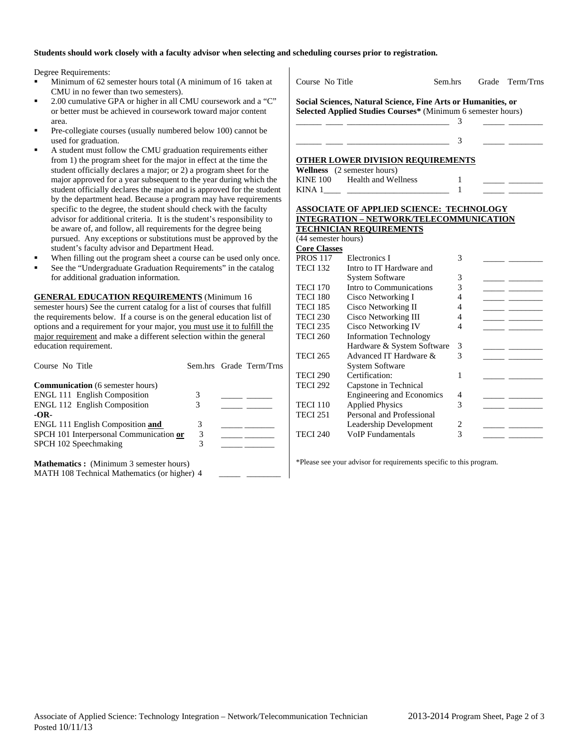**Students should work closely with a faculty advisor when selecting and scheduling courses prior to registration.**

Degree Requirements:

- Minimum of 62 semester hours total (A minimum of 16 taken at CMU in no fewer than two semesters).
- 2.00 cumulative GPA or higher in all CMU coursework and a "C" or better must be achieved in coursework toward major content area.
- Pre-collegiate courses (usually numbered below 100) cannot be used for graduation.
- A student must follow the CMU graduation requirements either from 1) the program sheet for the major in effect at the time the student officially declares a major; or 2) a program sheet for the major approved for a year subsequent to the year during which the student officially declares the major and is approved for the student by the department head. Because a program may have requirements specific to the degree, the student should check with the faculty advisor for additional criteria. It is the student's responsibility to be aware of, and follow, all requirements for the degree being pursued. Any exceptions or substitutions must be approved by the student's faculty advisor and Department Head.
- When filling out the program sheet a course can be used only once.
- See the "Undergraduate Graduation Requirements" in the catalog for additional graduation information.

**GENERAL EDUCATION REQUIREMENTS** (Minimum 16 semester hours) See the current catalog for a list of courses that fulfill the requirements below. If a course is on the general education list of options and a requirement for your major, you must use it to fulfill the major requirement and make a different selection within the general education requirement.

| Course No Title | Sem.hrs | Grade | Term/Trns |
|---|---|---|---|
| **Communication** (6 semester hours) | | | |
| ENGL 111 English Composition | 3 | _____ | ______ |
| ENGL 112 English Composition | 3 | _____ | ______ |
| **-OR-** | | | |
| ENGL 111 English Composition **and** | 3 | _____ | ______ |
| SPCH 101 Interpersonal Communication **or** | 3 | _____ | ______ |
| SPCH 102 Speechmaking | 3 | _____ | ______ |
| **Mathematics :** (Minimum 3 semester hours) | | | |
| MATH 108 Technical Mathematics (or higher) | 4 | _____ | ______ |

| Course No Title | Sem.hrs | Grade | Term/Trns |
|---|---|---|---|
| **Social Sciences, Natural Science, Fine Arts or Humanities, or Selected Applied Studies Courses\*** (Minimum 6 semester hours) | | | |
| ______ ____ ________________________ | 3 | _____ | ________ |
| ______ ____ ________________________ | 3 | _____ | ________ |

**OTHER LOWER DIVISION REQUIREMENTS**

| Course No | Title | Sem.hrs | Grade | Term/Trns |
|---|---|---|---|---|
| **Wellness** (2 semester hours) | | | | |
| KINE 100 | Health and Wellness | 1 | _____ | ________ |
| KINA 1____ | ________________________ | 1 | _____ | ________ |

**ASSOCIATE OF APPLIED SCIENCE: TECHNOLOGY INTEGRATION – NETWORK/TELECOMMUNICATION TECHNICIAN REQUIREMENTS**

(44 semester hours)

**Core Classes**

| Course No | Title | Sem.hrs | Grade | Term/Trns |
|---|---|---|---|---|
| PROS 117 | Electronics I | 3 | _____ | ________ |
| TECI 132 | Intro to IT Hardware and System Software | 3 | _____ | ________ |
| TECI 170 | Intro to Communications | 3 | _____ | ________ |
| TECI 180 | Cisco Networking I | 4 | _____ | ________ |
| TECI 185 | Cisco Networking II | 4 | _____ | ________ |
| TECI 230 | Cisco Networking III | 4 | _____ | ________ |
| TECI 235 | Cisco Networking IV | 4 | _____ | ________ |
| TECI 260 | Information Technology Hardware & System Software | 3 | _____ | ________ |
| TECI 265 | Advanced IT Hardware & System Software | 3 | _____ | ________ |
| TECI 290 | Certification: | 1 | _____ | ________ |
| TECI 292 | Capstone in Technical Engineering and Economics | 4 | _____ | ________ |
| TECI 110 | Applied Physics | 3 | _____ | ________ |
| TECI 251 | Personal and Professional Leadership Development | 2 | _____ | ________ |
| TECI 240 | VoIP Fundamentals | 3 | _____ | ________ |

\*Please see your advisor for requirements specific to this program.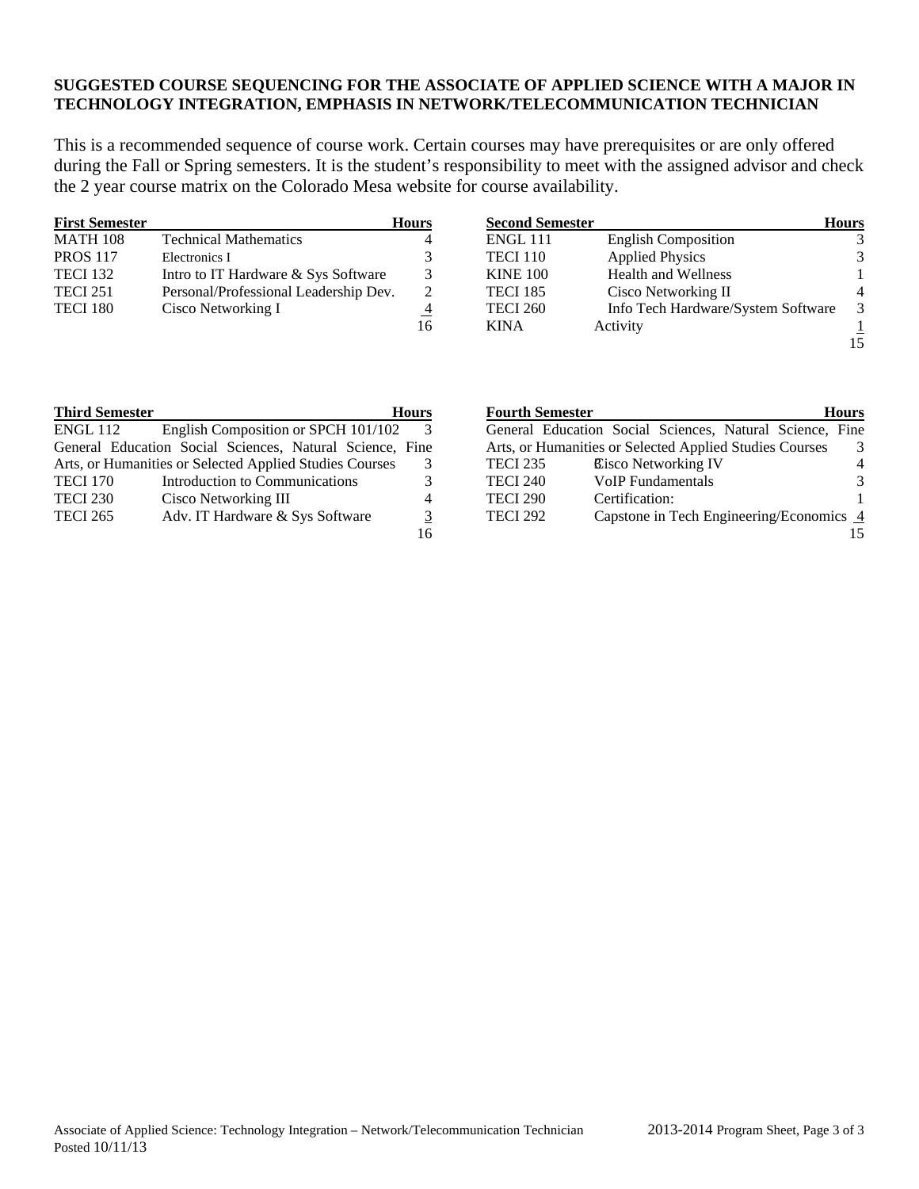**SUGGESTED COURSE SEQUENCING FOR THE ASSOCIATE OF APPLIED SCIENCE WITH A MAJOR IN TECHNOLOGY INTEGRATION, EMPHASIS IN NETWORK/TELECOMMUNICATION TECHNICIAN**

This is a recommended sequence of course work. Certain courses may have prerequisites or are only offered during the Fall or Spring semesters. It is the student's responsibility to meet with the assigned advisor and check the 2 year course matrix on the Colorado Mesa website for course availability.

| First Semester | | Hours |
|---|---|---|
| MATH 108 | Technical Mathematics | 4 |
| PROS 117 | Electronics I | 3 |
| TECI 132 | Intro to IT Hardware & Sys Software | 3 |
| TECI 251 | Personal/Professional Leadership Dev. | 2 |
| TECI 180 | Cisco Networking I | 4 |
| | | 16 |

| Second Semester | | Hours |
|---|---|---|
| ENGL 111 | English Composition | 3 |
| TECI 110 | Applied Physics | 3 |
| KINE 100 | Health and Wellness | 1 |
| TECI 185 | Cisco Networking II | 4 |
| TECI 260 | Info Tech Hardware/System Software | 3 |
| KINA | Activity | 1 |
| | | 15 |

| Third Semester | | Hours |
|---|---|---|
| ENGL 112 | English Composition or SPCH 101/102 | 3 |
| General Education Social Sciences, Natural Science, Fine Arts, or Humanities or Selected Applied Studies Courses | | 3 |
| TECI 170 | Introduction to Communications | 3 |
| TECI 230 | Cisco Networking III | 4 |
| TECI 265 | Adv. IT Hardware & Sys Software | 3 |
| | | 16 |

| Fourth Semester | | Hours |
|---|---|---|
| General Education Social Sciences, Natural Science, Fine Arts, or Humanities or Selected Applied Studies Courses | | 3 |
| TECI 235 | Cisco Networking IV | 4 |
| TECI 240 | VoIP Fundamentals | 3 |
| TECI 290 | Certification: | 1 |
| TECI 292 | Capstone in Tech Engineering/Economics | 4 |
| | | 15 |